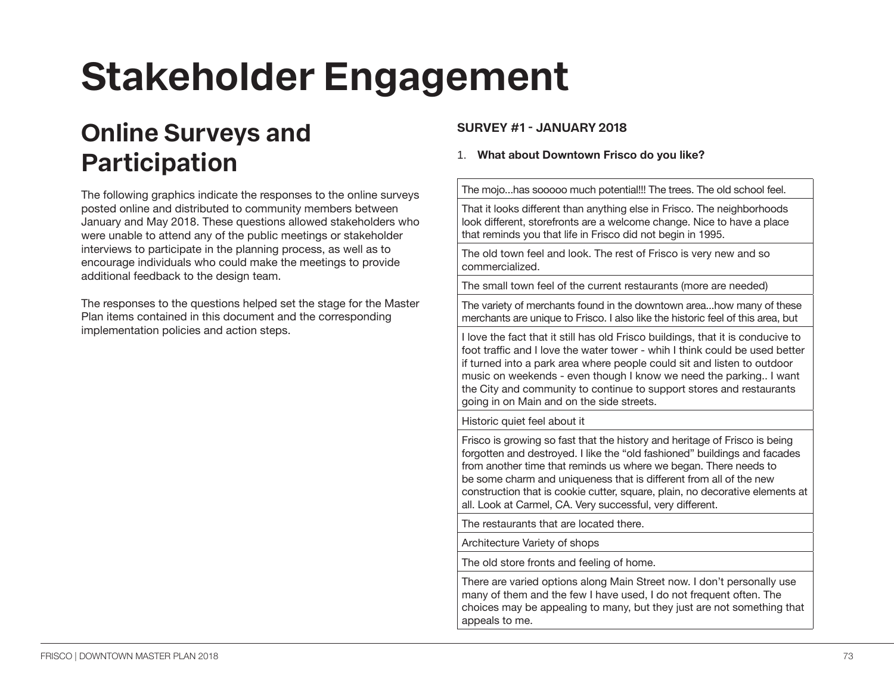# Stakeholder Engagement

## Online Surveys and Participation

The following graphics indicate the responses to the online surveys posted online and distributed to community members between January and May 2018. These questions allowed stakeholders who were unable to attend any of the public meetings or stakeholder interviews to participate in the planning process, as well as to encourage individuals who could make the meetings to provide additional feedback to the design team.

The responses to the questions helped set the stage for the Master Plan items contained in this document and the corresponding implementation policies and action steps.

### SURVEY #1 - JANUARY 2018

1. **What about Downtown Frisco do you like?**

| |
|---|
| The mojo...has sooooo much potential!!! The trees. The old school feel. |
| That it looks different than anything else in Frisco. The neighborhoods look different, storefronts are a welcome change. Nice to have a place that reminds you that life in Frisco did not begin in 1995. |
| The old town feel and look. The rest of Frisco is very new and so commercialized. |
| The small town feel of the current restaurants (more are needed) |
| The variety of merchants found in the downtown area...how many of these merchants are unique to Frisco. I also like the historic feel of this area, but |
| I love the fact that it still has old Frisco buildings, that it is conducive to foot traffic and I love the water tower - whih I think could be used better if turned into a park area where people could sit and listen to outdoor music on weekends - even though I know we need the parking.. I want the City and community to continue to support stores and restaurants going in on Main and on the side streets. |
| Historic quiet feel about it |
| Frisco is growing so fast that the history and heritage of Frisco is being forgotten and destroyed. I like the "old fashioned" buildings and facades from another time that reminds us where we began. There needs to be some charm and uniqueness that is different from all of the new construction that is cookie cutter, square, plain, no decorative elements at all. Look at Carmel, CA. Very successful, very different. |
| The restaurants that are located there. |
| Architecture Variety of shops |
| The old store fronts and feeling of home. |
| There are varied options along Main Street now. I don't personally use many of them and the few I have used, I do not frequent often. The choices may be appealing to many, but they just are not something that appeals to me. |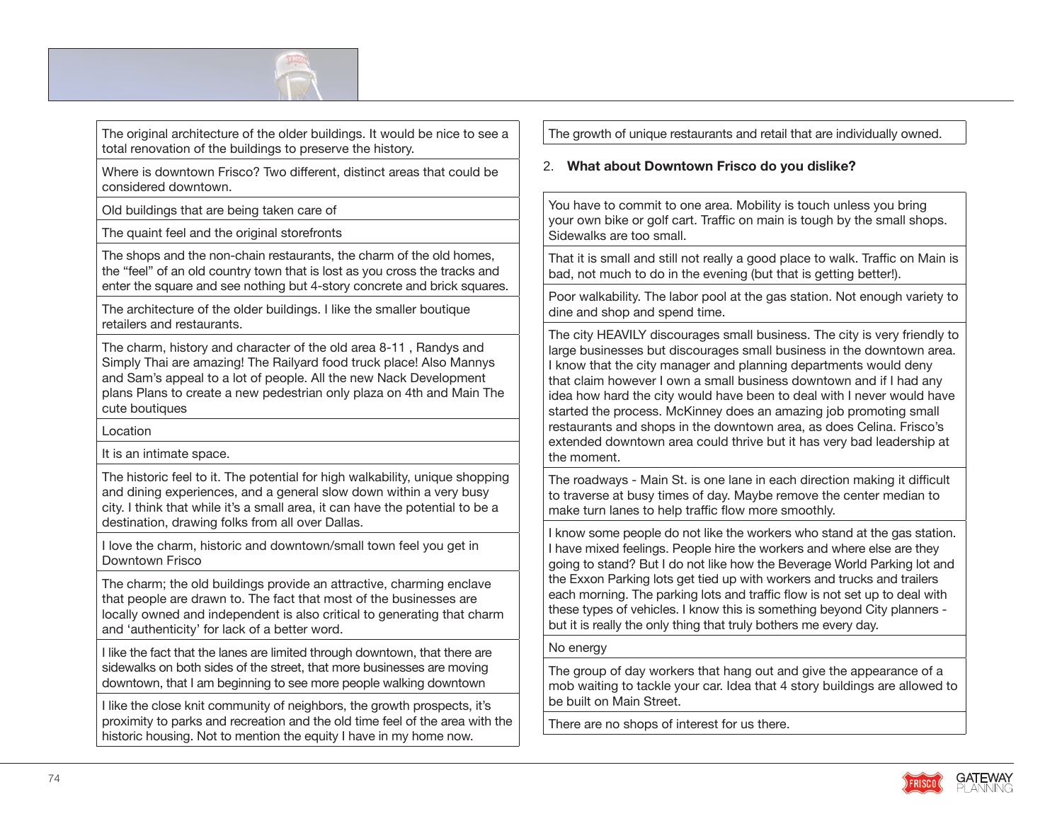| |
|---|
| The original architecture of the older buildings. It would be nice to see a total renovation of the buildings to preserve the history. |
| Where is downtown Frisco? Two different, distinct areas that could be considered downtown. |
| Old buildings that are being taken care of |
| The quaint feel and the original storefronts |
| The shops and the non-chain restaurants, the charm of the old homes, the "feel" of an old country town that is lost as you cross the tracks and enter the square and see nothing but 4-story concrete and brick squares. |
| The architecture of the older buildings. I like the smaller boutique retailers and restaurants. |
| The charm, history and character of the old area 8-11 , Randys and Simply Thai are amazing! The Railyard food truck place! Also Mannys and Sam's appeal to a lot of people. All the new Nack Development plans Plans to create a new pedestrian only plaza on 4th and Main The cute boutiques |
| Location |
| It is an intimate space. |
| The historic feel to it. The potential for high walkability, unique shopping and dining experiences, and a general slow down within a very busy city. I think that while it's a small area, it can have the potential to be a destination, drawing folks from all over Dallas. |
| I love the charm, historic and downtown/small town feel you get in Downtown Frisco |
| The charm; the old buildings provide an attractive, charming enclave that people are drawn to. The fact that most of the businesses are locally owned and independent is also critical to generating that charm and 'authenticity' for lack of a better word. |
| I like the fact that the lanes are limited through downtown, that there are sidewalks on both sides of the street, that more businesses are moving downtown, that I am beginning to see more people walking downtown |
| I like the close knit community of neighbors, the growth prospects, it's proximity to parks and recreation and the old time feel of the area with the historic housing. Not to mention the equity I have in my home now. |
| The growth of unique restaurants and retail that are individually owned. |

2. **What about Downtown Frisco do you dislike?**

| |
|---|
| You have to commit to one area. Mobility is touch unless you bring your own bike or golf cart. Traffic on main is tough by the small shops. Sidewalks are too small. |
| That it is small and still not really a good place to walk. Traffic on Main is bad, not much to do in the evening (but that is getting better!). |
| Poor walkability. The labor pool at the gas station. Not enough variety to dine and shop and spend time. |
| The city HEAVILY discourages small business. The city is very friendly to large businesses but discourages small business in the downtown area. I know that the city manager and planning departments would deny that claim however I own a small business downtown and if I had any idea how hard the city would have been to deal with I never would have started the process. McKinney does an amazing job promoting small restaurants and shops in the downtown area, as does Celina. Frisco's extended downtown area could thrive but it has very bad leadership at the moment. |
| The roadways - Main St. is one lane in each direction making it difficult to traverse at busy times of day. Maybe remove the center median to make turn lanes to help traffic flow more smoothly. |
| I know some people do not like the workers who stand at the gas station. I have mixed feelings. People hire the workers and where else are they going to stand? But I do not like how the Beverage World Parking lot and the Exxon Parking lots get tied up with workers and trucks and trailers each morning. The parking lots and traffic flow is not set up to deal with these types of vehicles. I know this is something beyond City planners - but it is really the only thing that truly bothers me every day. |
| No energy |
| The group of day workers that hang out and give the appearance of a mob waiting to tackle your car. Idea that 4 story buildings are allowed to be built on Main Street. |
| There are no shops of interest for us there. |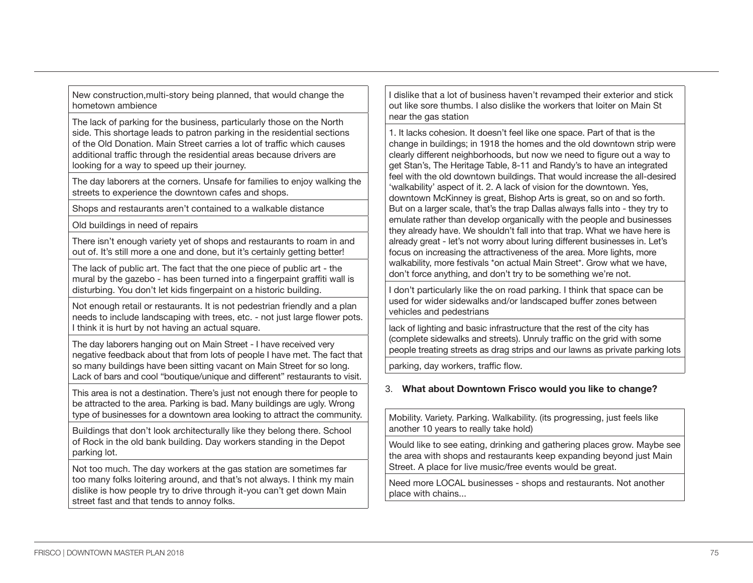| |
|---|
| New construction,multi-story being planned, that would change the hometown ambience |
| The lack of parking for the business, particularly those on the North side. This shortage leads to patron parking in the residential sections of the Old Donation. Main Street carries a lot of traffic which causes additional traffic through the residential areas because drivers are looking for a way to speed up their journey. |
| The day laborers at the corners. Unsafe for families to enjoy walking the streets to experience the downtown cafes and shops. |
| Shops and restaurants aren't contained to a walkable distance |
| Old buildings in need of repairs |
| There isn't enough variety yet of shops and restaurants to roam in and out of. It's still more a one and done, but it's certainly getting better! |
| The lack of public art. The fact that the one piece of public art - the mural by the gazebo - has been turned into a fingerpaint graffiti wall is disturbing. You don't let kids fingerpaint on a historic building. |
| Not enough retail or restaurants. It is not pedestrian friendly and a plan needs to include landscaping with trees, etc. - not just large flower pots. I think it is hurt by not having an actual square. |
| The day laborers hanging out on Main Street - I have received very negative feedback about that from lots of people I have met. The fact that so many buildings have been sitting vacant on Main Street for so long. Lack of bars and cool "boutique/unique and different" restaurants to visit. |
| This area is not a destination. There's just not enough there for people to be attracted to the area. Parking is bad. Many buildings are ugly. Wrong type of businesses for a downtown area looking to attract the community. |
| Buildings that don't look architecturally like they belong there. School of Rock in the old bank building. Day workers standing in the Depot parking lot. |
| Not too much. The day workers at the gas station are sometimes far too many folks loitering around, and that's not always. I think my main dislike is how people try to drive through it-you can't get down Main street fast and that tends to annoy folks. |
| I dislike that a lot of business haven't revamped their exterior and stick out like sore thumbs. I also dislike the workers that loiter on Main St near the gas station |
| 1. It lacks cohesion. It doesn't feel like one space. Part of that is the change in buildings; in 1918 the homes and the old downtown strip were clearly different neighborhoods, but now we need to figure out a way to get Stan's, The Heritage Table, 8-11 and Randy's to have an integrated feel with the old downtown buildings. That would increase the all-desired 'walkability' aspect of it. 2. A lack of vision for the downtown. Yes, downtown McKinney is great, Bishop Arts is great, so on and so forth. But on a larger scale, that's the trap Dallas always falls into - they try to emulate rather than develop organically with the people and businesses they already have. We shouldn't fall into that trap. What we have here is already great - let's not worry about luring different businesses in. Let's focus on increasing the attractiveness of the area. More lights, more walkability, more festivals *on actual Main Street*. Grow what we have, don't force anything, and don't try to be something we're not. |
| I don't particularly like the on road parking. I think that space can be used for wider sidewalks and/or landscaped buffer zones between vehicles and pedestrians |
| lack of lighting and basic infrastructure that the rest of the city has (complete sidewalks and streets). Unruly traffic on the grid with some people treating streets as drag strips and our lawns as private parking lots |
| parking, day workers, traffic flow. |

3. **What about Downtown Frisco would you like to change?**

| |
|---|
| Mobility. Variety. Parking. Walkability. (its progressing, just feels like another 10 years to really take hold) |
| Would like to see eating, drinking and gathering places grow. Maybe see the area with shops and restaurants keep expanding beyond just Main Street. A place for live music/free events would be great. |
| Need more LOCAL businesses - shops and restaurants. Not another place with chains... |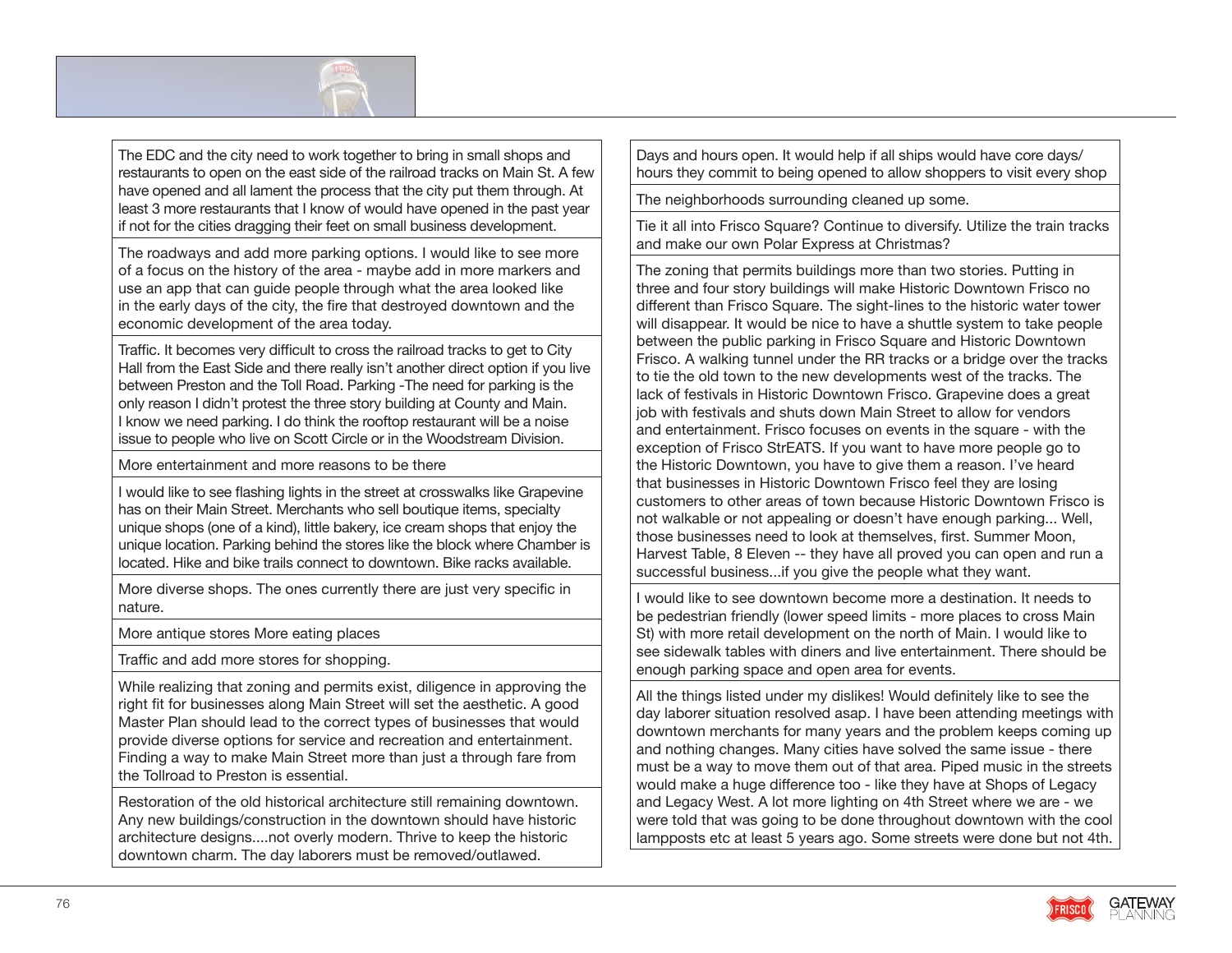The EDC and the city need to work together to bring in small shops and restaurants to open on the east side of the railroad tracks on Main St. A few have opened and all lament the process that the city put them through. At least 3 more restaurants that I know of would have opened in the past year if not for the cities dragging their feet on small business development.

The roadways and add more parking options. I would like to see more of a focus on the history of the area - maybe add in more markers and use an app that can guide people through what the area looked like in the early days of the city, the fire that destroyed downtown and the economic development of the area today.

Traffic. It becomes very difficult to cross the railroad tracks to get to City Hall from the East Side and there really isn't another direct option if you live between Preston and the Toll Road. Parking -The need for parking is the only reason I didn't protest the three story building at County and Main. I know we need parking. I do think the rooftop restaurant will be a noise issue to people who live on Scott Circle or in the Woodstream Division.

More entertainment and more reasons to be there

I would like to see flashing lights in the street at crosswalks like Grapevine has on their Main Street. Merchants who sell boutique items, specialty unique shops (one of a kind), little bakery, ice cream shops that enjoy the unique location. Parking behind the stores like the block where Chamber is located. Hike and bike trails connect to downtown. Bike racks available.

More diverse shops. The ones currently there are just very specific in nature.

More antique stores More eating places

Traffic and add more stores for shopping.

While realizing that zoning and permits exist, diligence in approving the right fit for businesses along Main Street will set the aesthetic. A good Master Plan should lead to the correct types of businesses that would provide diverse options for service and recreation and entertainment. Finding a way to make Main Street more than just a through fare from the Tollroad to Preston is essential.

Restoration of the old historical architecture still remaining downtown. Any new buildings/construction in the downtown should have historic architecture designs....not overly modern. Thrive to keep the historic downtown charm. The day laborers must be removed/outlawed.

Days and hours open. It would help if all ships would have core days/hours they commit to being opened to allow shoppers to visit every shop

The neighborhoods surrounding cleaned up some.

Tie it all into Frisco Square? Continue to diversify. Utilize the train tracks and make our own Polar Express at Christmas?

The zoning that permits buildings more than two stories. Putting in three and four story buildings will make Historic Downtown Frisco no different than Frisco Square. The sight-lines to the historic water tower will disappear. It would be nice to have a shuttle system to take people between the public parking in Frisco Square and Historic Downtown Frisco. A walking tunnel under the RR tracks or a bridge over the tracks to tie the old town to the new developments west of the tracks. The lack of festivals in Historic Downtown Frisco. Grapevine does a great job with festivals and shuts down Main Street to allow for vendors and entertainment. Frisco focuses on events in the square - with the exception of Frisco StrEATS. If you want to have more people go to the Historic Downtown, you have to give them a reason. I've heard that businesses in Historic Downtown Frisco feel they are losing customers to other areas of town because Historic Downtown Frisco is not walkable or not appealing or doesn't have enough parking... Well, those businesses need to look at themselves, first. Summer Moon, Harvest Table, 8 Eleven -- they have all proved you can open and run a successful business...if you give the people what they want.

I would like to see downtown become more a destination. It needs to be pedestrian friendly (lower speed limits - more places to cross Main St) with more retail development on the north of Main. I would like to see sidewalk tables with diners and live entertainment. There should be enough parking space and open area for events.

All the things listed under my dislikes! Would definitely like to see the day laborer situation resolved asap. I have been attending meetings with downtown merchants for many years and the problem keeps coming up and nothing changes. Many cities have solved the same issue - there must be a way to move them out of that area. Piped music in the streets would make a huge difference too - like they have at Shops of Legacy and Legacy West. A lot more lighting on 4th Street where we are - we were told that was going to be done throughout downtown with the cool lampposts etc at least 5 years ago. Some streets were done but not 4th.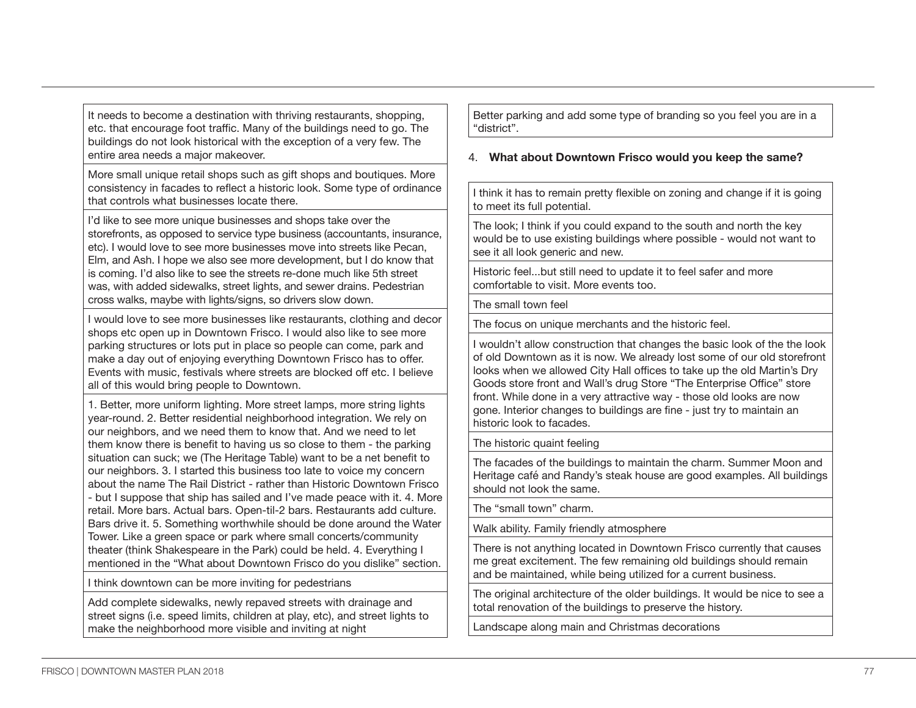| |
|---|
| It needs to become a destination with thriving restaurants, shopping, etc. that encourage foot traffic. Many of the buildings need to go. The buildings do not look historical with the exception of a very few. The entire area needs a major makeover. |
| More small unique retail shops such as gift shops and boutiques. More consistency in facades to reflect a historic look. Some type of ordinance that controls what businesses locate there. |
| I'd like to see more unique businesses and shops take over the storefronts, as opposed to service type business (accountants, insurance, etc). I would love to see more businesses move into streets like Pecan, Elm, and Ash. I hope we also see more development, but I do know that is coming. I'd also like to see the streets re-done much like 5th street was, with added sidewalks, street lights, and sewer drains. Pedestrian cross walks, maybe with lights/signs, so drivers slow down. |
| I would love to see more businesses like restaurants, clothing and decor shops etc open up in Downtown Frisco. I would also like to see more parking structures or lots put in place so people can come, park and make a day out of enjoying everything Downtown Frisco has to offer. Events with music, festivals where streets are blocked off etc. I believe all of this would bring people to Downtown. |
| 1. Better, more uniform lighting. More street lamps, more string lights year-round. 2. Better residential neighborhood integration. We rely on our neighbors, and we need them to know that. And we need to let them know there is benefit to having us so close to them - the parking situation can suck; we (The Heritage Table) want to be a net benefit to our neighbors. 3. I started this business too late to voice my concern about the name The Rail District - rather than Historic Downtown Frisco - but I suppose that ship has sailed and I've made peace with it. 4. More retail. More bars. Actual bars. Open-til-2 bars. Restaurants add culture. Bars drive it. 5. Something worthwhile should be done around the Water Tower. Like a green space or park where small concerts/community theater (think Shakespeare in the Park) could be held. 4. Everything I mentioned in the "What about Downtown Frisco do you dislike" section. |
| I think downtown can be more inviting for pedestrians |
| Add complete sidewalks, newly repaved streets with drainage and street signs (i.e. speed limits, children at play, etc), and street lights to make the neighborhood more visible and inviting at night |
| Better parking and add some type of branding so you feel you are in a "district". |

4. **What about Downtown Frisco would you keep the same?**

| |
|---|
| I think it has to remain pretty flexible on zoning and change if it is going to meet its full potential. |
| The look; I think if you could expand to the south and north the key would be to use existing buildings where possible - would not want to see it all look generic and new. |
| Historic feel...but still need to update it to feel safer and more comfortable to visit. More events too. |
| The small town feel |
| The focus on unique merchants and the historic feel. |
| I wouldn't allow construction that changes the basic look of the the look of old Downtown as it is now. We already lost some of our old storefront looks when we allowed City Hall offices to take up the old Martin's Dry Goods store front and Wall's drug Store "The Enterprise Office" store front. While done in a very attractive way - those old looks are now gone. Interior changes to buildings are fine - just try to maintain an historic look to facades. |
| The historic quaint feeling |
| The facades of the buildings to maintain the charm. Summer Moon and Heritage café and Randy's steak house are good examples. All buildings should not look the same. |
| The "small town" charm. |
| Walk ability. Family friendly atmosphere |
| There is not anything located in Downtown Frisco currently that causes me great excitement. The few remaining old buildings should remain and be maintained, while being utilized for a current business. |
| The original architecture of the older buildings. It would be nice to see a total renovation of the buildings to preserve the history. |
| Landscape along main and Christmas decorations |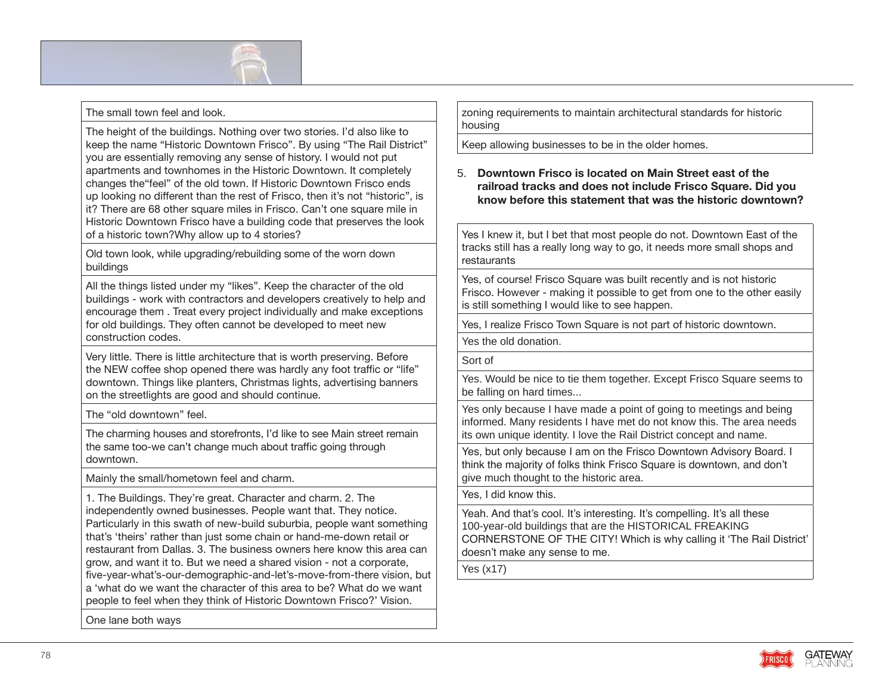| |
|---|
| The small town feel and look. |
| The height of the buildings. Nothing over two stories. I'd also like to keep the name "Historic Downtown Frisco". By using "The Rail District" you are essentially removing any sense of history. I would not put apartments and townhomes in the Historic Downtown. It completely changes the"feel" of the old town. If Historic Downtown Frisco ends up looking no different than the rest of Frisco, then it's not "historic", is it? There are 68 other square miles in Frisco. Can't one square mile in Historic Downtown Frisco have a building code that preserves the look of a historic town?Why allow up to 4 stories? |
| Old town look, while upgrading/rebuilding some of the worn down buildings |
| All the things listed under my "likes". Keep the character of the old buildings - work with contractors and developers creatively to help and encourage them . Treat every project individually and make exceptions for old buildings. They often cannot be developed to meet new construction codes. |
| Very little. There is little architecture that is worth preserving. Before the NEW coffee shop opened there was hardly any foot traffic or "life" downtown. Things like planters, Christmas lights, advertising banners on the streetlights are good and should continue. |
| The "old downtown" feel. |
| The charming houses and storefronts, I'd like to see Main street remain the same too-we can't change much about traffic going through downtown. |
| Mainly the small/hometown feel and charm. |
| 1. The Buildings. They're great. Character and charm. 2. The independently owned businesses. People want that. They notice. Particularly in this swath of new-build suburbia, people want something that's 'theirs' rather than just some chain or hand-me-down retail or restaurant from Dallas. 3. The business owners here know this area can grow, and want it to. But we need a shared vision - not a corporate, five-year-what's-our-demographic-and-let's-move-from-there vision, but a 'what do we want the character of this area to be? What do we want people to feel when they think of Historic Downtown Frisco?' Vision. |
| One lane both ways |
| zoning requirements to maintain architectural standards for historic housing |
| Keep allowing businesses to be in the older homes. |

5. **Downtown Frisco is located on Main Street east of the railroad tracks and does not include Frisco Square. Did you know before this statement that was the historic downtown?**

| |
|---|
| Yes I knew it, but I bet that most people do not. Downtown East of the tracks still has a really long way to go, it needs more small shops and restaurants |
| Yes, of course! Frisco Square was built recently and is not historic Frisco. However - making it possible to get from one to the other easily is still something I would like to see happen. |
| Yes, I realize Frisco Town Square is not part of historic downtown. |
| Yes the old donation. |
| Sort of |
| Yes. Would be nice to tie them together. Except Frisco Square seems to be falling on hard times... |
| Yes only because I have made a point of going to meetings and being informed. Many residents I have met do not know this. The area needs its own unique identity. I love the Rail District concept and name. |
| Yes, but only because I am on the Frisco Downtown Advisory Board. I think the majority of folks think Frisco Square is downtown, and don't give much thought to the historic area. |
| Yes, I did know this. |
| Yeah. And that's cool. It's interesting. It's compelling. It's all these 100-year-old buildings that are the HISTORICAL FREAKING CORNERSTONE OF THE CITY! Which is why calling it 'The Rail District' doesn't make any sense to me. |
| Yes (x17) |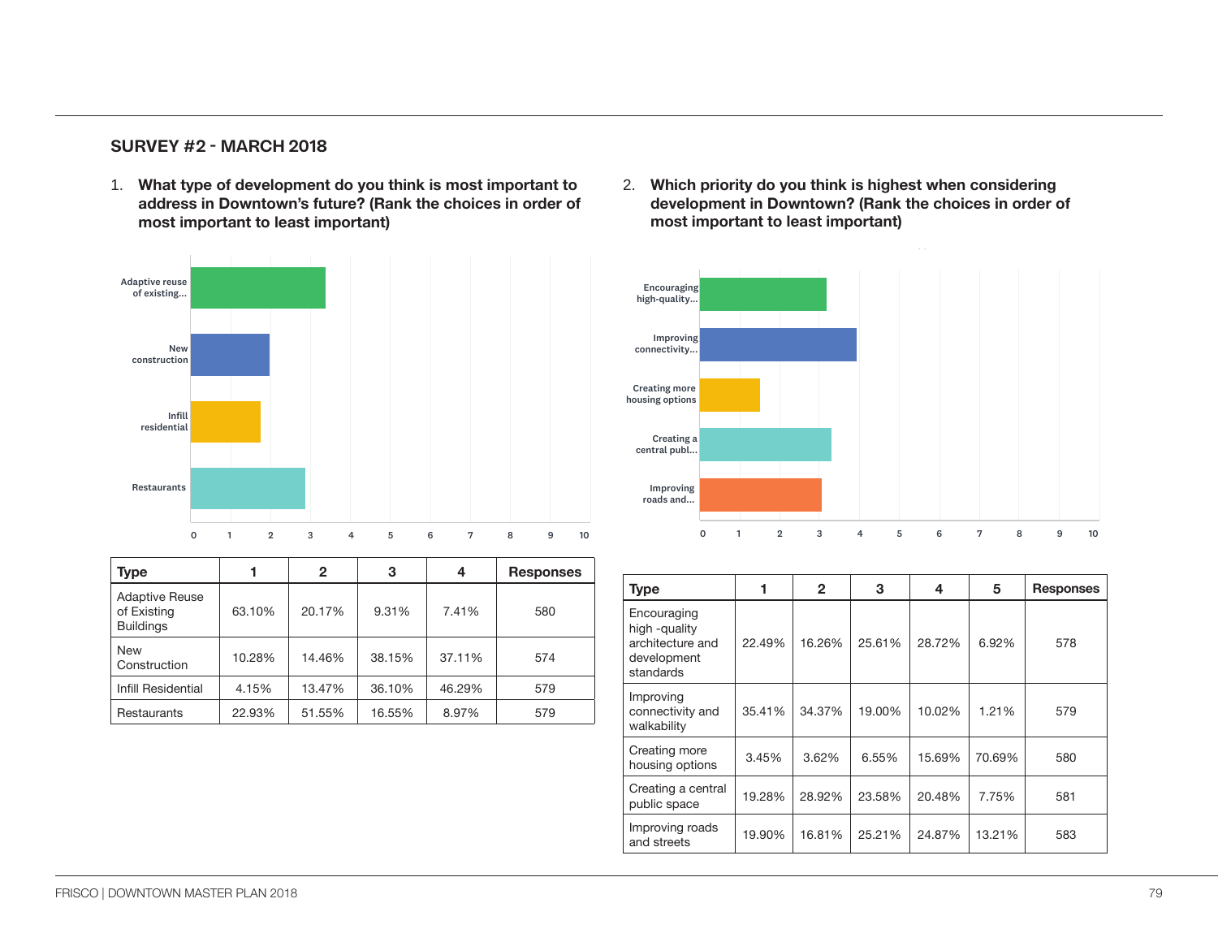## SURVEY #2 - MARCH 2018

1. **What type of development do you think is most important to address in Downtown's future? (Rank the choices in order of most important to least important)**

| Type | 1 | 2 | 3 | 4 | Responses |
|---|---|---|---|---|---|
| Adaptive Reuse of Existing Buildings | 63.10% | 20.17% | 9.31% | 7.41% | 580 |
| New Construction | 10.28% | 14.46% | 38.15% | 37.11% | 574 |
| Infill Residential | 4.15% | 13.47% | 36.10% | 46.29% | 579 |
| Restaurants | 22.93% | 51.55% | 16.55% | 8.97% | 579 |

2. **Which priority do you think is highest when considering development in Downtown? (Rank the choices in order of most important to least important)**

| Type | 1 | 2 | 3 | 4 | 5 | Responses |
|---|---|---|---|---|---|---|
| Encouraging high -quality architecture and development standards | 22.49% | 16.26% | 25.61% | 28.72% | 6.92% | 578 |
| Improving connectivity and walkability | 35.41% | 34.37% | 19.00% | 10.02% | 1.21% | 579 |
| Creating more housing options | 3.45% | 3.62% | 6.55% | 15.69% | 70.69% | 580 |
| Creating a central public space | 19.28% | 28.92% | 23.58% | 20.48% | 7.75% | 581 |
| Improving roads and streets | 19.90% | 16.81% | 25.21% | 24.87% | 13.21% | 583 |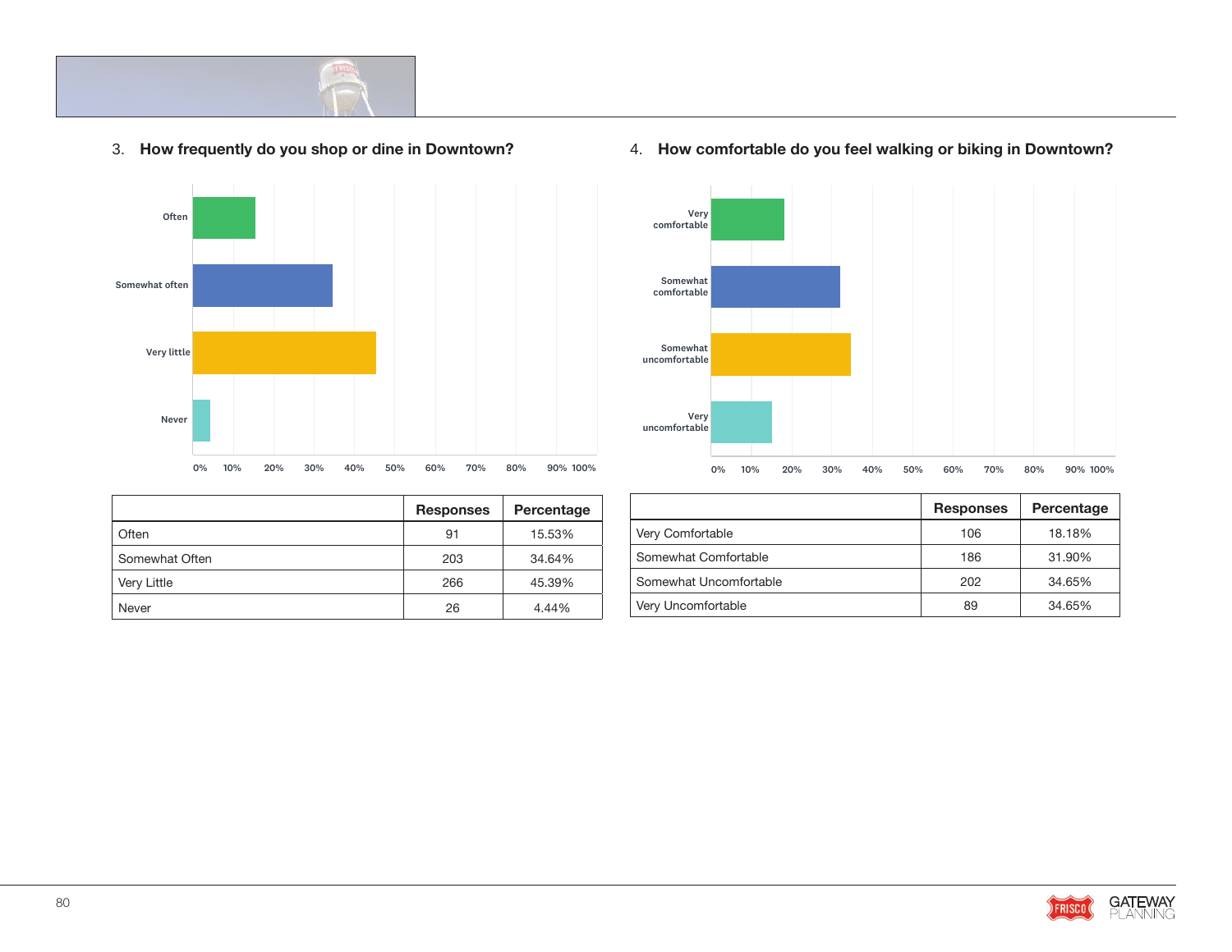## 3. How frequently do you shop or dine in Downtown?

| | Responses | Percentage |
|---|---|---|
| Often | 91 | 15.53% |
| Somewhat Often | 203 | 34.64% |
| Very Little | 266 | 45.39% |
| Never | 26 | 4.44% |

## 4. How comfortable do you feel walking or biking in Downtown?

| | Responses | Percentage |
|---|---|---|
| Very Comfortable | 106 | 18.18% |
| Somewhat Comfortable | 186 | 31.90% |
| Somewhat Uncomfortable | 202 | 34.65% |
| Very Uncomfortable | 89 | 34.65% |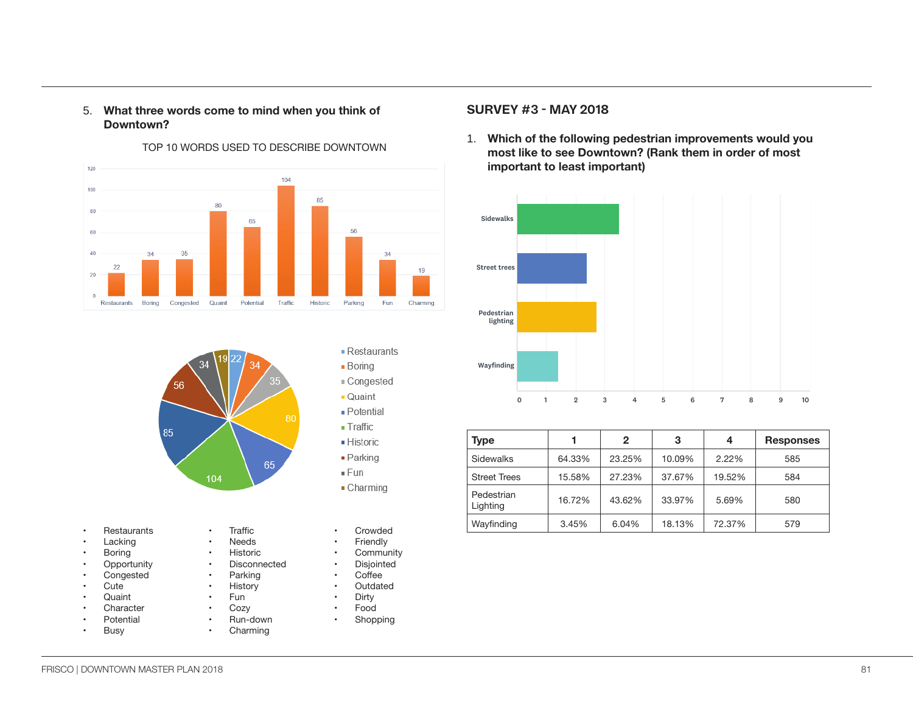5. **What three words come to mind when you think of Downtown?**

TOP 10 WORDS USED TO DESCRIBE DOWNTOWN

| Word | Count |
|---|---|
| Restaurants | 22 |
| Boring | 34 |
| Congested | 35 |
| Quaint | 80 |
| Potential | 65 |
| Traffic | 104 |
| Historic | 85 |
| Parking | 56 |
| Fun | 34 |
| Charming | 19 |

- Restaurants
- Lacking
- Boring
- Opportunity
- Congested
- Cute
- Quaint
- Character
- Potential
- Busy
- Traffic
- Needs
- Historic
- Disconnected
- Parking
- History
- Fun
- Cozy
- Run-down
- Charming
- Crowded
- Friendly
- Community
- Disjointed
- Coffee
- Outdated
- Dirty
- Food
- Shopping

## SURVEY #3 - MAY 2018

1. **Which of the following pedestrian improvements would you most like to see Downtown? (Rank them in order of most important to least important)**

| Type | 1 | 2 | 3 | 4 | Responses |
|---|---|---|---|---|---|
| Sidewalks | 64.33% | 23.25% | 10.09% | 2.22% | 585 |
| Street Trees | 15.58% | 27.23% | 37.67% | 19.52% | 584 |
| Pedestrian Lighting | 16.72% | 43.62% | 33.97% | 5.69% | 580 |
| Wayfinding | 3.45% | 6.04% | 18.13% | 72.37% | 579 |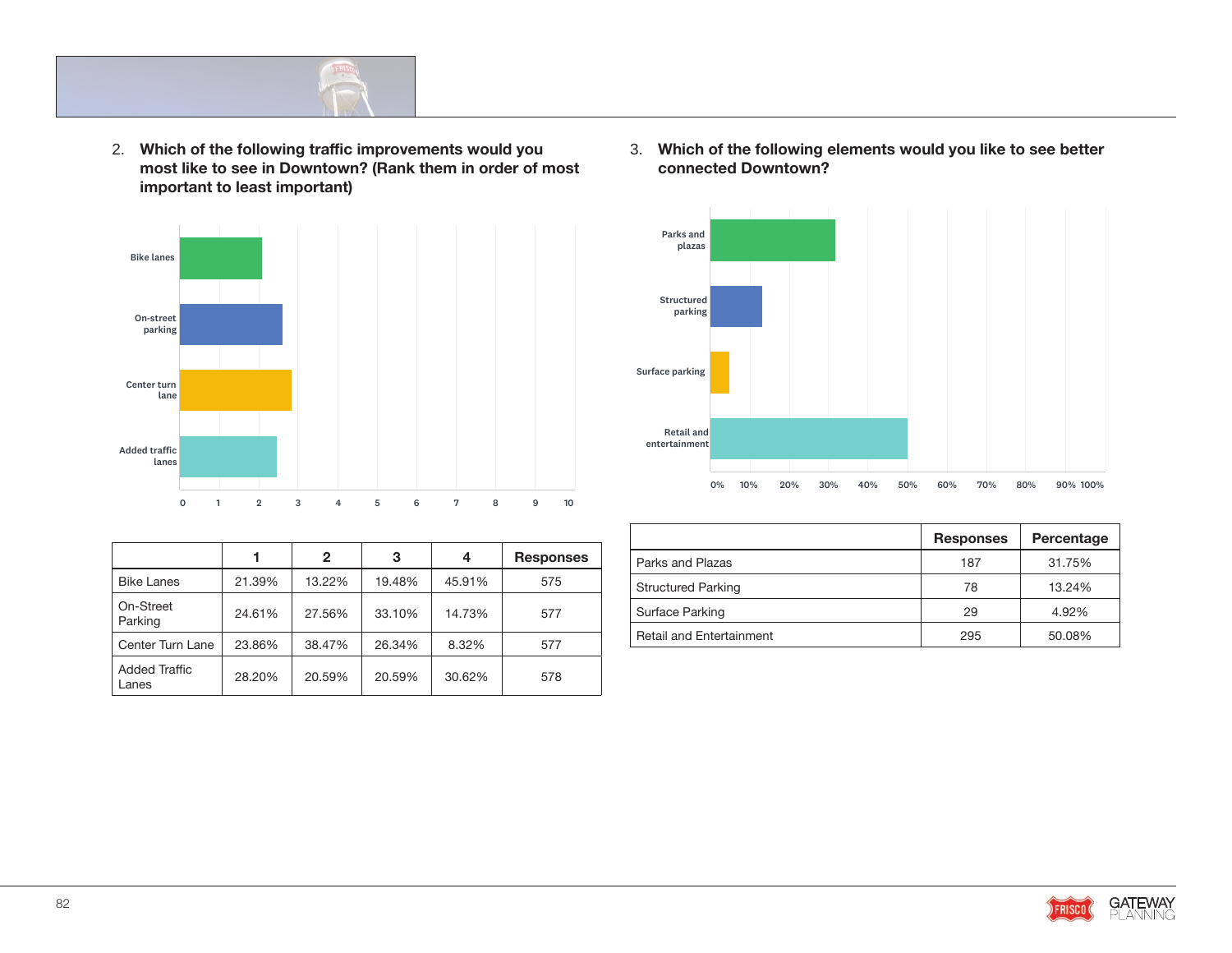2. **Which of the following traffic improvements would you most like to see in Downtown? (Rank them in order of most important to least important)**

| | 1 | 2 | 3 | 4 | Responses |
|---|---|---|---|---|---|
| Bike Lanes | 21.39% | 13.22% | 19.48% | 45.91% | 575 |
| On-Street Parking | 24.61% | 27.56% | 33.10% | 14.73% | 577 |
| Center Turn Lane | 23.86% | 38.47% | 26.34% | 8.32% | 577 |
| Added Traffic Lanes | 28.20% | 20.59% | 20.59% | 30.62% | 578 |

3. **Which of the following elements would you like to see better connected Downtown?**

| | Responses | Percentage |
|---|---|---|
| Parks and Plazas | 187 | 31.75% |
| Structured Parking | 78 | 13.24% |
| Surface Parking | 29 | 4.92% |
| Retail and Entertainment | 295 | 50.08% |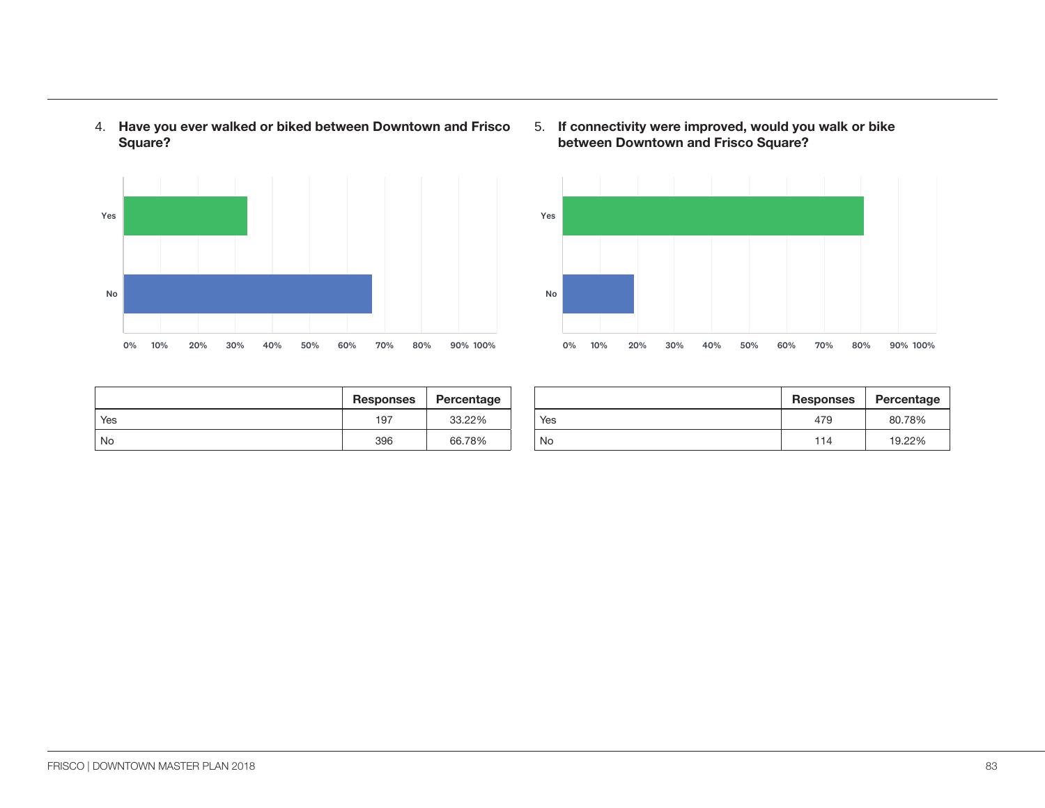4. **Have you ever walked or biked between Downtown and Frisco Square?**

Yes

No

0% 10% 20% 30% 40% 50% 60% 70% 80% 90% 100%

| | Responses | Percentage |
|---|---|---|
| Yes | 197 | 33.22% |
| No | 396 | 66.78% |

5. **If connectivity were improved, would you walk or bike between Downtown and Frisco Square?**

Yes

No

0% 10% 20% 30% 40% 50% 60% 70% 80% 90% 100%

| | Responses | Percentage |
|---|---|---|
| Yes | 479 | 80.78% |
| No | 114 | 19.22% |